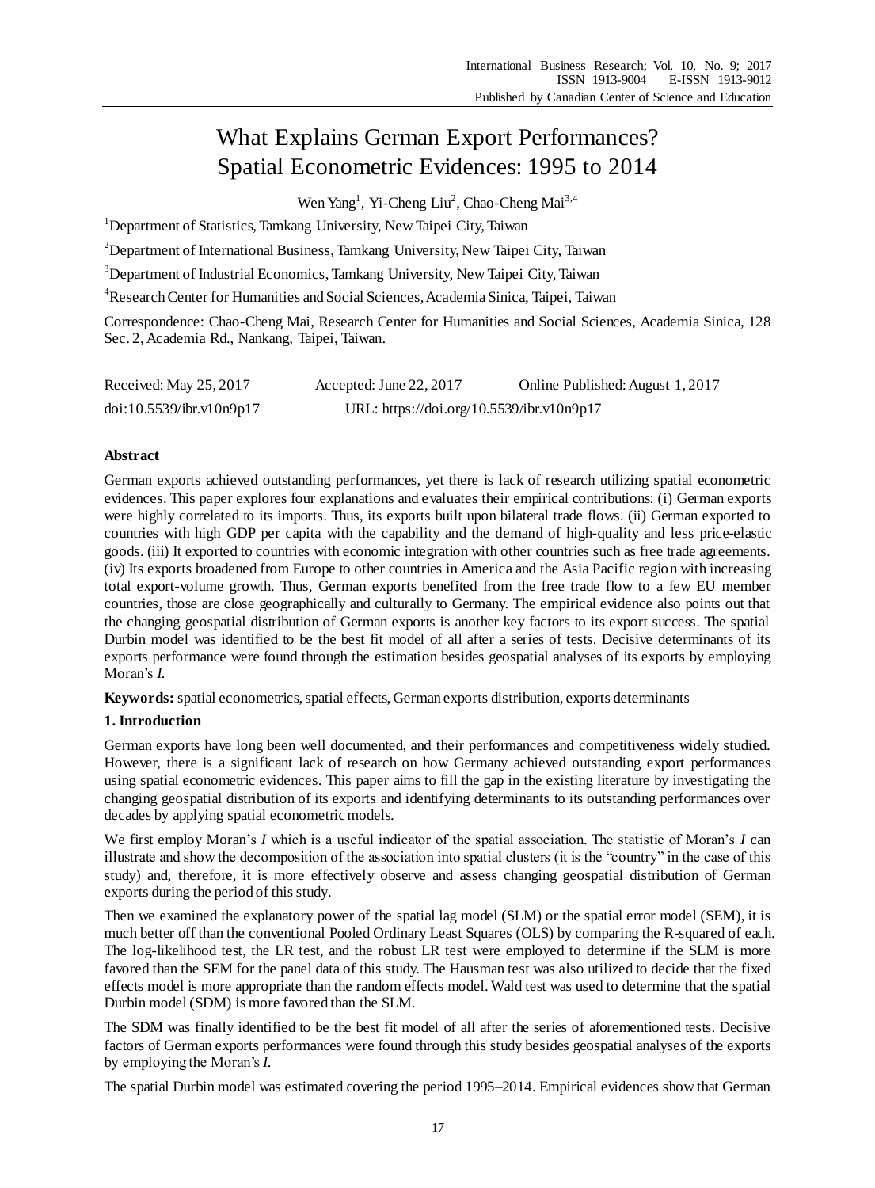# What Explains German Export Performances? Spatial Econometric Evidences: 1995 to 2014

Wen Yang[1], Yi-Cheng Liu[2], Chao-Cheng Mai[3,4]

[1]Department of Statistics, Tamkang University, New Taipei City, Taiwan

[2]Department of International Business, Tamkang University, New Taipei City, Taiwan

[3]Department of Industrial Economics, Tamkang University, New Taipei City, Taiwan

[4]Research Center for Humanities and Social Sciences, Academia Sinica, Taipei, Taiwan

Correspondence: Chao-Cheng Mai, Research Center for Humanities and Social Sciences, Academia Sinica, 128 Sec. 2, Academia Rd., Nankang, Taipei, Taiwan.

Received: May 25, 2017 Accepted: June 22, 2017 Online Published: August 1, 2017

doi:10.5539/ibr.v10n9p17 URL: https://doi.org/10.5539/ibr.v10n9p17

## Abstract

German exports achieved outstanding performances, yet there is lack of research utilizing spatial econometric evidences. This paper explores four explanations and evaluates their empirical contributions: (i) German exports were highly correlated to its imports. Thus, its exports built upon bilateral trade flows. (ii) German exported to countries with high GDP per capita with the capability and the demand of high-quality and less price-elastic goods. (iii) It exported to countries with economic integration with other countries such as free trade agreements. (iv) Its exports broadened from Europe to other countries in America and the Asia Pacific region with increasing total export-volume growth. Thus, German exports benefited from the free trade flow to a few EU member countries, those are close geographically and culturally to Germany. The empirical evidence also points out that the changing geospatial distribution of German exports is another key factors to its export success. The spatial Durbin model was identified to be the best fit model of all after a series of tests. Decisive determinants of its exports performance were found through the estimation besides geospatial analyses of its exports by employing Moran's *I*.

**Keywords:** spatial econometrics, spatial effects, German exports distribution, exports determinants

## 1. Introduction

German exports have long been well documented, and their performances and competitiveness widely studied. However, there is a significant lack of research on how Germany achieved outstanding export performances using spatial econometric evidences. This paper aims to fill the gap in the existing literature by investigating the changing geospatial distribution of its exports and identifying determinants to its outstanding performances over decades by applying spatial econometric models.

We first employ Moran's *I* which is a useful indicator of the spatial association. The statistic of Moran's *I* can illustrate and show the decomposition of the association into spatial clusters (it is the "country" in the case of this study) and, therefore, it is more effectively observe and assess changing geospatial distribution of German exports during the period of this study.

Then we examined the explanatory power of the spatial lag model (SLM) or the spatial error model (SEM), it is much better off than the conventional Pooled Ordinary Least Squares (OLS) by comparing the R-squared of each. The log-likelihood test, the LR test, and the robust LR test were employed to determine if the SLM is more favored than the SEM for the panel data of this study. The Hausman test was also utilized to decide that the fixed effects model is more appropriate than the random effects model. Wald test was used to determine that the spatial Durbin model (SDM) is more favored than the SLM.

The SDM was finally identified to be the best fit model of all after the series of aforementioned tests. Decisive factors of German exports performances were found through this study besides geospatial analyses of the exports by employing the Moran's *I*.

The spatial Durbin model was estimated covering the period 1995–2014. Empirical evidences show that German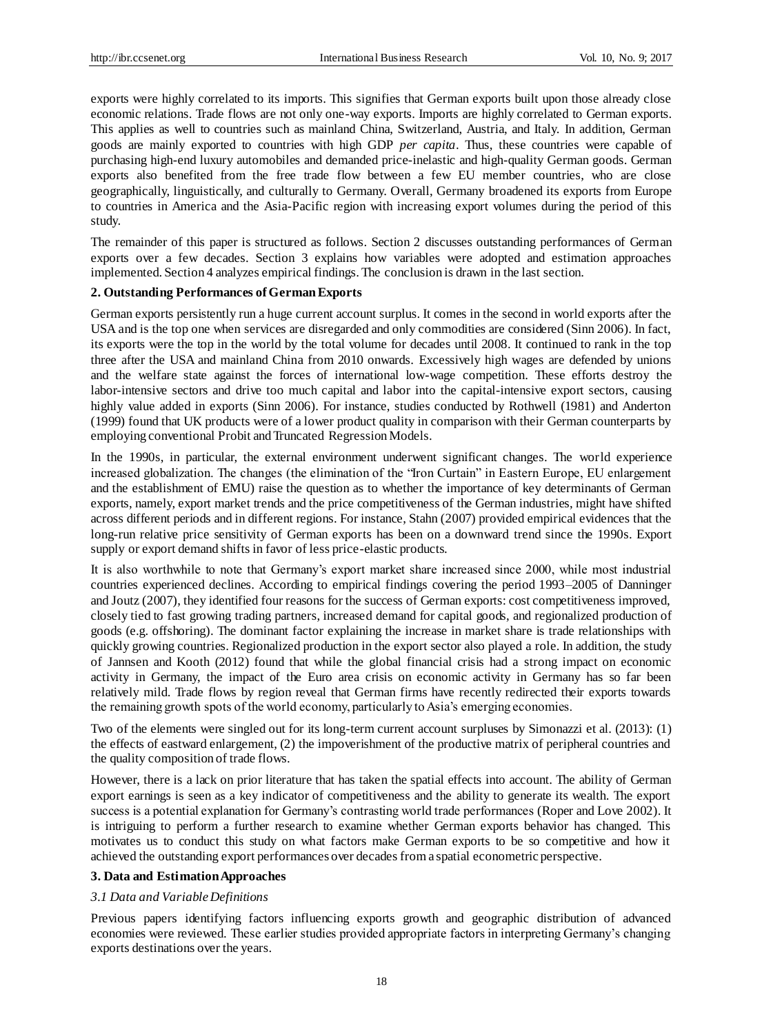exports were highly correlated to its imports. This signifies that German exports built upon those already close economic relations. Trade flows are not only one-way exports. Imports are highly correlated to German exports. This applies as well to countries such as mainland China, Switzerland, Austria, and Italy. In addition, German goods are mainly exported to countries with high GDP *per capita*. Thus, these countries were capable of purchasing high-end luxury automobiles and demanded price-inelastic and high-quality German goods. German exports also benefited from the free trade flow between a few EU member countries, who are close geographically, linguistically, and culturally to Germany. Overall, Germany broadened its exports from Europe to countries in America and the Asia-Pacific region with increasing export volumes during the period of this study.

The remainder of this paper is structured as follows. Section 2 discusses outstanding performances of German exports over a few decades. Section 3 explains how variables were adopted and estimation approaches implemented. Section 4 analyzes empirical findings. The conclusion is drawn in the last section.

## 2. Outstanding Performances of German Exports

German exports persistently run a huge current account surplus. It comes in the second in world exports after the USA and is the top one when services are disregarded and only commodities are considered (Sinn 2006). In fact, its exports were the top in the world by the total volume for decades until 2008. It continued to rank in the top three after the USA and mainland China from 2010 onwards. Excessively high wages are defended by unions and the welfare state against the forces of international low-wage competition. These efforts destroy the labor-intensive sectors and drive too much capital and labor into the capital-intensive export sectors, causing highly value added in exports (Sinn 2006). For instance, studies conducted by Rothwell (1981) and Anderton (1999) found that UK products were of a lower product quality in comparison with their German counterparts by employing conventional Probit and Truncated Regression Models.

In the 1990s, in particular, the external environment underwent significant changes. The world experience increased globalization. The changes (the elimination of the "Iron Curtain" in Eastern Europe, EU enlargement and the establishment of EMU) raise the question as to whether the importance of key determinants of German exports, namely, export market trends and the price competitiveness of the German industries, might have shifted across different periods and in different regions. For instance, Stahn (2007) provided empirical evidences that the long-run relative price sensitivity of German exports has been on a downward trend since the 1990s. Export supply or export demand shifts in favor of less price-elastic products.

It is also worthwhile to note that Germany's export market share increased since 2000, while most industrial countries experienced declines. According to empirical findings covering the period 1993–2005 of Danninger and Joutz (2007), they identified four reasons for the success of German exports: cost competitiveness improved, closely tied to fast growing trading partners, increased demand for capital goods, and regionalized production of goods (e.g. offshoring). The dominant factor explaining the increase in market share is trade relationships with quickly growing countries. Regionalized production in the export sector also played a role. In addition, the study of Jannsen and Kooth (2012) found that while the global financial crisis had a strong impact on economic activity in Germany, the impact of the Euro area crisis on economic activity in Germany has so far been relatively mild. Trade flows by region reveal that German firms have recently redirected their exports towards the remaining growth spots of the world economy, particularly to Asia's emerging economies.

Two of the elements were singled out for its long-term current account surpluses by Simonazzi et al. (2013): (1) the effects of eastward enlargement, (2) the impoverishment of the productive matrix of peripheral countries and the quality composition of trade flows.

However, there is a lack on prior literature that has taken the spatial effects into account. The ability of German export earnings is seen as a key indicator of competitiveness and the ability to generate its wealth. The export success is a potential explanation for Germany's contrasting world trade performances (Roper and Love 2002). It is intriguing to perform a further research to examine whether German exports behavior has changed. This motivates us to conduct this study on what factors make German exports to be so competitive and how it achieved the outstanding export performances over decades from a spatial econometric perspective.

## 3. Data and Estimation Approaches

### *3.1 Data and Variable Definitions*

Previous papers identifying factors influencing exports growth and geographic distribution of advanced economies were reviewed. These earlier studies provided appropriate factors in interpreting Germany's changing exports destinations over the years.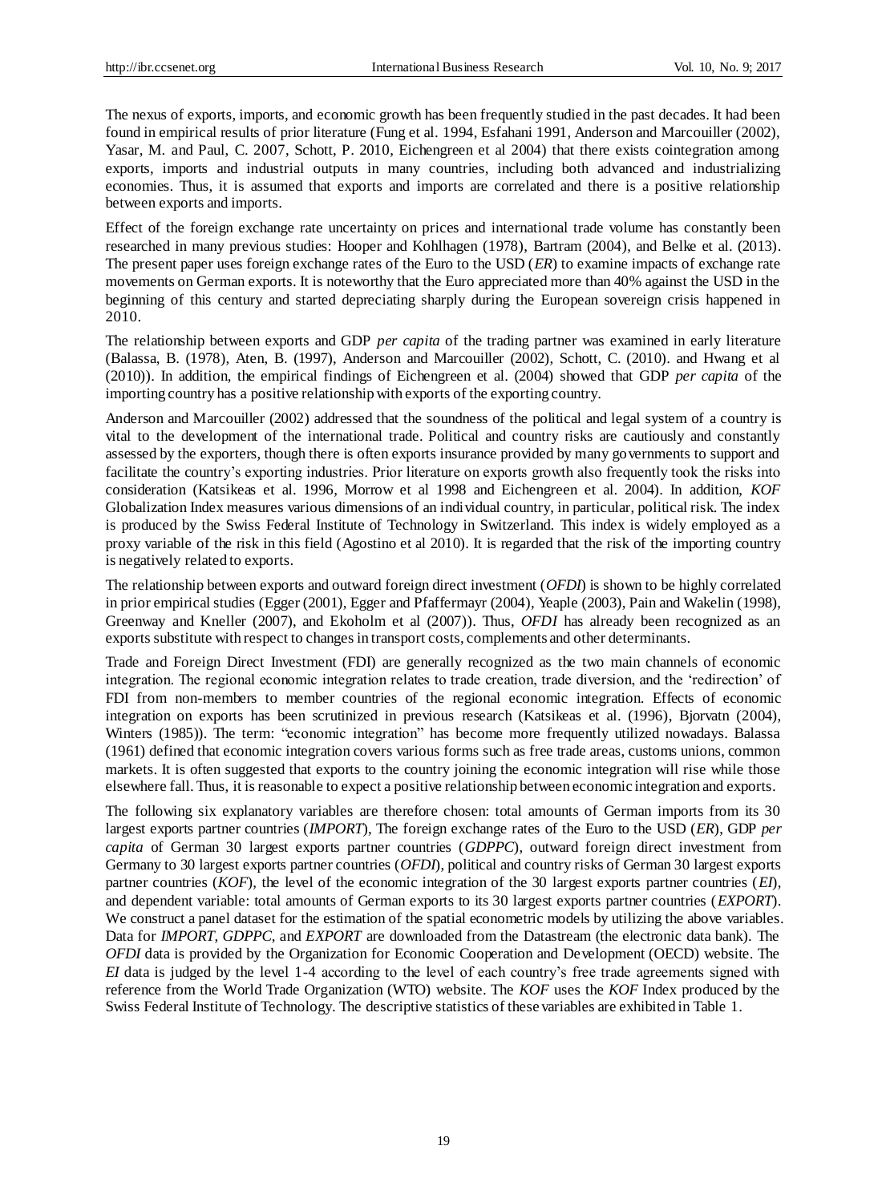The nexus of exports, imports, and economic growth has been frequently studied in the past decades. It had been found in empirical results of prior literature (Fung et al. 1994, Esfahani 1991, Anderson and Marcouiller (2002), Yasar, M. and Paul, C. 2007, Schott, P. 2010, Eichengreen et al 2004) that there exists cointegration among exports, imports and industrial outputs in many countries, including both advanced and industrializing economies. Thus, it is assumed that exports and imports are correlated and there is a positive relationship between exports and imports.

Effect of the foreign exchange rate uncertainty on prices and international trade volume has constantly been researched in many previous studies: Hooper and Kohlhagen (1978), Bartram (2004), and Belke et al. (2013). The present paper uses foreign exchange rates of the Euro to the USD (*ER*) to examine impacts of exchange rate movements on German exports. It is noteworthy that the Euro appreciated more than 40% against the USD in the beginning of this century and started depreciating sharply during the European sovereign crisis happened in 2010.

The relationship between exports and GDP *per capita* of the trading partner was examined in early literature (Balassa, B. (1978), Aten, B. (1997), Anderson and Marcouiller (2002), Schott, C. (2010). and Hwang et al (2010)). In addition, the empirical findings of Eichengreen et al. (2004) showed that GDP *per capita* of the importing country has a positive relationship with exports of the exporting country.

Anderson and Marcouiller (2002) addressed that the soundness of the political and legal system of a country is vital to the development of the international trade. Political and country risks are cautiously and constantly assessed by the exporters, though there is often exports insurance provided by many governments to support and facilitate the country's exporting industries. Prior literature on exports growth also frequently took the risks into consideration (Katsikeas et al. 1996, Morrow et al 1998 and Eichengreen et al. 2004). In addition, *KOF* Globalization Index measures various dimensions of an individual country, in particular, political risk. The index is produced by the Swiss Federal Institute of Technology in Switzerland. This index is widely employed as a proxy variable of the risk in this field (Agostino et al 2010). It is regarded that the risk of the importing country is negatively related to exports.

The relationship between exports and outward foreign direct investment (*OFDI*) is shown to be highly correlated in prior empirical studies (Egger (2001), Egger and Pfaffermayr (2004), Yeaple (2003), Pain and Wakelin (1998), Greenway and Kneller (2007), and Ekoholm et al (2007)). Thus, *OFDI* has already been recognized as an exports substitute with respect to changes in transport costs, complements and other determinants.

Trade and Foreign Direct Investment (FDI) are generally recognized as the two main channels of economic integration. The regional economic integration relates to trade creation, trade diversion, and the 'redirection' of FDI from non-members to member countries of the regional economic integration. Effects of economic integration on exports has been scrutinized in previous research (Katsikeas et al. (1996), Bjorvatn (2004), Winters (1985)). The term: "economic integration" has become more frequently utilized nowadays. Balassa (1961) defined that economic integration covers various forms such as free trade areas, customs unions, common markets. It is often suggested that exports to the country joining the economic integration will rise while those elsewhere fall. Thus, it is reasonable to expect a positive relationship between economic integration and exports.

The following six explanatory variables are therefore chosen: total amounts of German imports from its 30 largest exports partner countries (*IMPORT*), The foreign exchange rates of the Euro to the USD (*ER*), GDP *per capita* of German 30 largest exports partner countries (*GDPPC*), outward foreign direct investment from Germany to 30 largest exports partner countries (*OFDI*), political and country risks of German 30 largest exports partner countries (*KOF*), the level of the economic integration of the 30 largest exports partner countries (*EI*), and dependent variable: total amounts of German exports to its 30 largest exports partner countries (*EXPORT*). We construct a panel dataset for the estimation of the spatial econometric models by utilizing the above variables. Data for *IMPORT*, *GDPPC*, and *EXPORT* are downloaded from the Datastream (the electronic data bank). The *OFDI* data is provided by the Organization for Economic Cooperation and Development (OECD) website. The *EI* data is judged by the level 1-4 according to the level of each country's free trade agreements signed with reference from the World Trade Organization (WTO) website. The *KOF* uses the *KOF* Index produced by the Swiss Federal Institute of Technology. The descriptive statistics of these variables are exhibited in Table 1.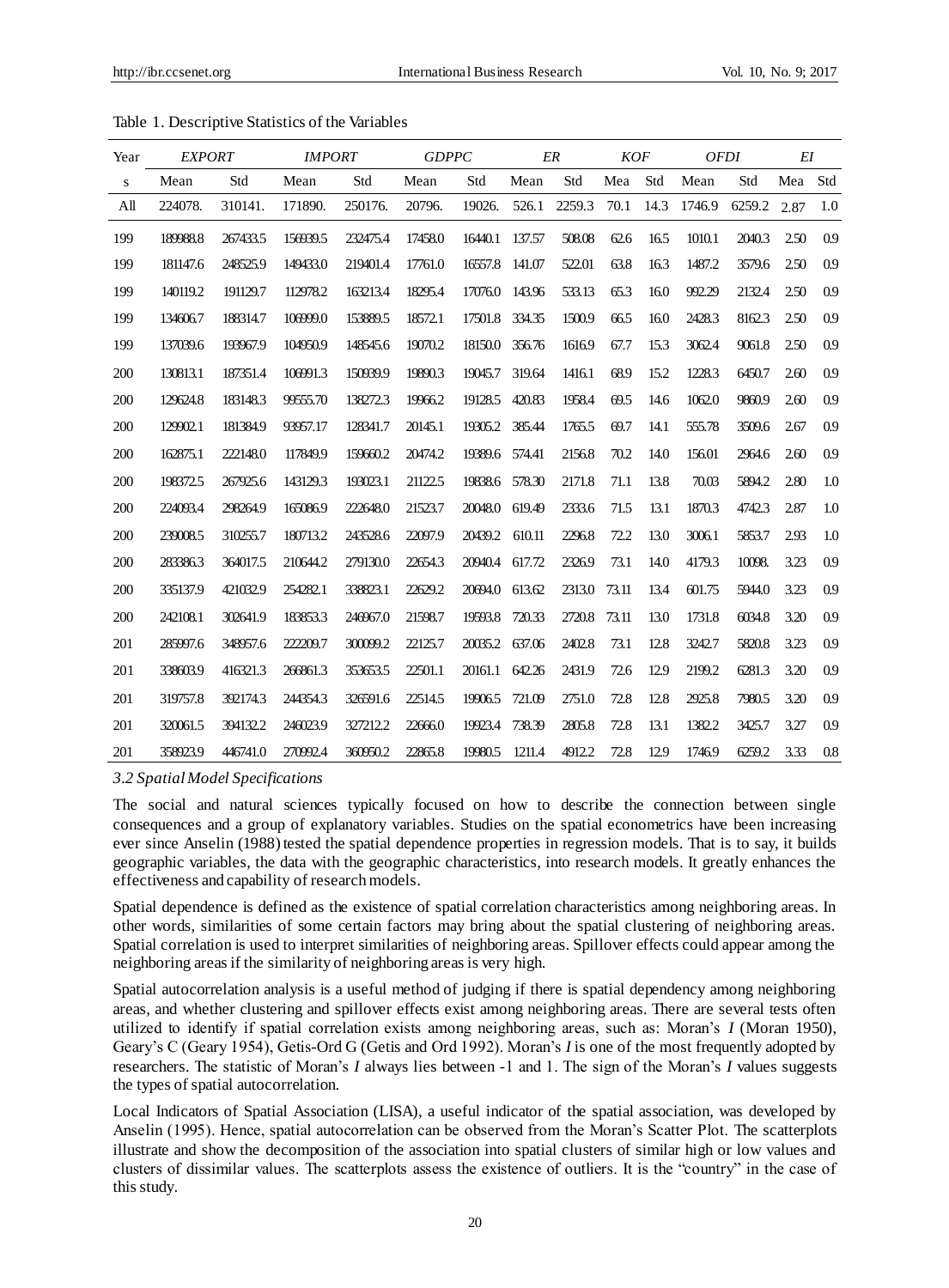Table 1. Descriptive Statistics of the Variables

| Year | *EXPORT* | | *IMPORT* | | *GDPPC* | | *ER* | | *KOF* | | *OFDI* | | *EI* | |
|---|---|---|---|---|---|---|---|---|---|---|---|---|---|---|
| s | Mean | Std | Mean | Std | Mean | Std | Mean | Std | Mea | Std | Mean | Std | Mea | Std |
| All | 224078. | 310141. | 171890. | 250176. | 20796. | 19026. | 526.1 | 2259.3 | 70.1 | 14.3 | 1746.9 | 6259.2 | 2.87 | 1.0 |
| 199 | 189988.8 | 267433.5 | 156939.5 | 232475.4 | 17458.0 | 16440.1 | 137.57 | 508.08 | 62.6 | 16.5 | 1010.1 | 2040.3 | 2.50 | 0.9 |
| 199 | 181147.6 | 248525.9 | 149433.0 | 219401.4 | 17761.0 | 16557.8 | 141.07 | 522.01 | 63.8 | 16.3 | 1487.2 | 3579.6 | 2.50 | 0.9 |
| 199 | 140119.2 | 191129.7 | 112978.2 | 163213.4 | 18295.4 | 17076.0 | 143.96 | 533.13 | 65.3 | 16.0 | 992.29 | 2132.4 | 2.50 | 0.9 |
| 199 | 134606.7 | 188314.7 | 106999.0 | 153889.5 | 18572.1 | 17501.8 | 334.35 | 1500.9 | 66.5 | 16.0 | 2428.3 | 8162.3 | 2.50 | 0.9 |
| 199 | 137039.6 | 193967.9 | 104950.9 | 148545.6 | 19070.2 | 18150.0 | 356.76 | 1616.9 | 67.7 | 15.3 | 3062.4 | 9061.8 | 2.50 | 0.9 |
| 200 | 130813.1 | 187351.4 | 106991.3 | 150939.9 | 19890.3 | 19045.7 | 319.64 | 1416.1 | 68.9 | 15.2 | 1228.3 | 6450.7 | 2.60 | 0.9 |
| 200 | 129624.8 | 183148.3 | 99555.70 | 138272.3 | 19966.2 | 19128.5 | 420.83 | 1958.4 | 69.5 | 14.6 | 1062.0 | 9860.9 | 2.60 | 0.9 |
| 200 | 129902.1 | 181384.9 | 93957.17 | 128341.7 | 20145.1 | 19305.2 | 385.44 | 1765.5 | 69.7 | 14.1 | 555.78 | 3509.6 | 2.67 | 0.9 |
| 200 | 162875.1 | 222148.0 | 117849.9 | 159660.2 | 20474.2 | 19389.6 | 574.41 | 2156.8 | 70.2 | 14.0 | 156.01 | 2964.6 | 2.60 | 0.9 |
| 200 | 198372.5 | 267925.6 | 143129.3 | 193023.1 | 21122.5 | 19838.6 | 578.30 | 2171.8 | 71.1 | 13.8 | 70.03 | 5894.2 | 2.80 | 1.0 |
| 200 | 224093.4 | 298264.9 | 165086.9 | 222648.0 | 21523.7 | 20048.0 | 619.49 | 2333.6 | 71.5 | 13.1 | 1870.3 | 4742.3 | 2.87 | 1.0 |
| 200 | 239008.5 | 310255.7 | 180713.2 | 243528.6 | 22097.9 | 20439.2 | 610.11 | 2296.8 | 72.2 | 13.0 | 3006.1 | 5853.7 | 2.93 | 1.0 |
| 200 | 283386.3 | 364017.5 | 210644.2 | 279130.0 | 22654.3 | 20940.4 | 617.72 | 2326.9 | 73.1 | 14.0 | 4179.3 | 10098. | 3.23 | 0.9 |
| 200 | 335137.9 | 421032.9 | 254282.1 | 338823.1 | 22629.2 | 20694.0 | 613.62 | 2313.0 | 73.11 | 13.4 | 601.75 | 5944.0 | 3.23 | 0.9 |
| 200 | 242108.1 | 302641.9 | 183853.3 | 246967.0 | 21598.7 | 19593.8 | 720.33 | 2720.8 | 73.11 | 13.0 | 1731.8 | 6034.8 | 3.20 | 0.9 |
| 201 | 285997.6 | 348957.6 | 222209.7 | 300099.2 | 22125.7 | 20035.2 | 637.06 | 2402.8 | 73.1 | 12.8 | 3242.7 | 5820.8 | 3.23 | 0.9 |
| 201 | 338603.9 | 416321.3 | 266861.3 | 353653.5 | 22501.1 | 20161.1 | 642.26 | 2431.9 | 72.6 | 12.9 | 2199.2 | 6281.3 | 3.20 | 0.9 |
| 201 | 319757.8 | 392174.3 | 244354.3 | 326591.6 | 22514.5 | 19906.5 | 721.09 | 2751.0 | 72.8 | 12.8 | 2925.8 | 7980.5 | 3.20 | 0.9 |
| 201 | 320061.5 | 394132.2 | 246023.9 | 327212.2 | 22666.0 | 19923.4 | 738.39 | 2805.8 | 72.8 | 13.1 | 1382.2 | 3425.7 | 3.27 | 0.9 |
| 201 | 358923.9 | 446741.0 | 270992.4 | 360950.2 | 22865.8 | 19980.5 | 1211.4 | 4912.2 | 72.8 | 12.9 | 1746.9 | 6259.2 | 3.33 | 0.8 |

### *3.2 Spatial Model Specifications*

The social and natural sciences typically focused on how to describe the connection between single consequences and a group of explanatory variables. Studies on the spatial econometrics have been increasing ever since Anselin (1988) tested the spatial dependence properties in regression models. That is to say, it builds geographic variables, the data with the geographic characteristics, into research models. It greatly enhances the effectiveness and capability of research models.

Spatial dependence is defined as the existence of spatial correlation characteristics among neighboring areas. In other words, similarities of some certain factors may bring about the spatial clustering of neighboring areas. Spatial correlation is used to interpret similarities of neighboring areas. Spillover effects could appear among the neighboring areas if the similarity of neighboring areas is very high.

Spatial autocorrelation analysis is a useful method of judging if there is spatial dependency among neighboring areas, and whether clustering and spillover effects exist among neighboring areas. There are several tests often utilized to identify if spatial correlation exists among neighboring areas, such as: Moran's *I* (Moran 1950), Geary's C (Geary 1954), Getis-Ord G (Getis and Ord 1992). Moran's *I* is one of the most frequently adopted by researchers. The statistic of Moran's *I* always lies between -1 and 1. The sign of the Moran's *I* values suggests the types of spatial autocorrelation.

Local Indicators of Spatial Association (LISA), a useful indicator of the spatial association, was developed by Anselin (1995). Hence, spatial autocorrelation can be observed from the Moran's Scatter Plot. The scatterplots illustrate and show the decomposition of the association into spatial clusters of similar high or low values and clusters of dissimilar values. The scatterplots assess the existence of outliers. It is the "country" in the case of this study.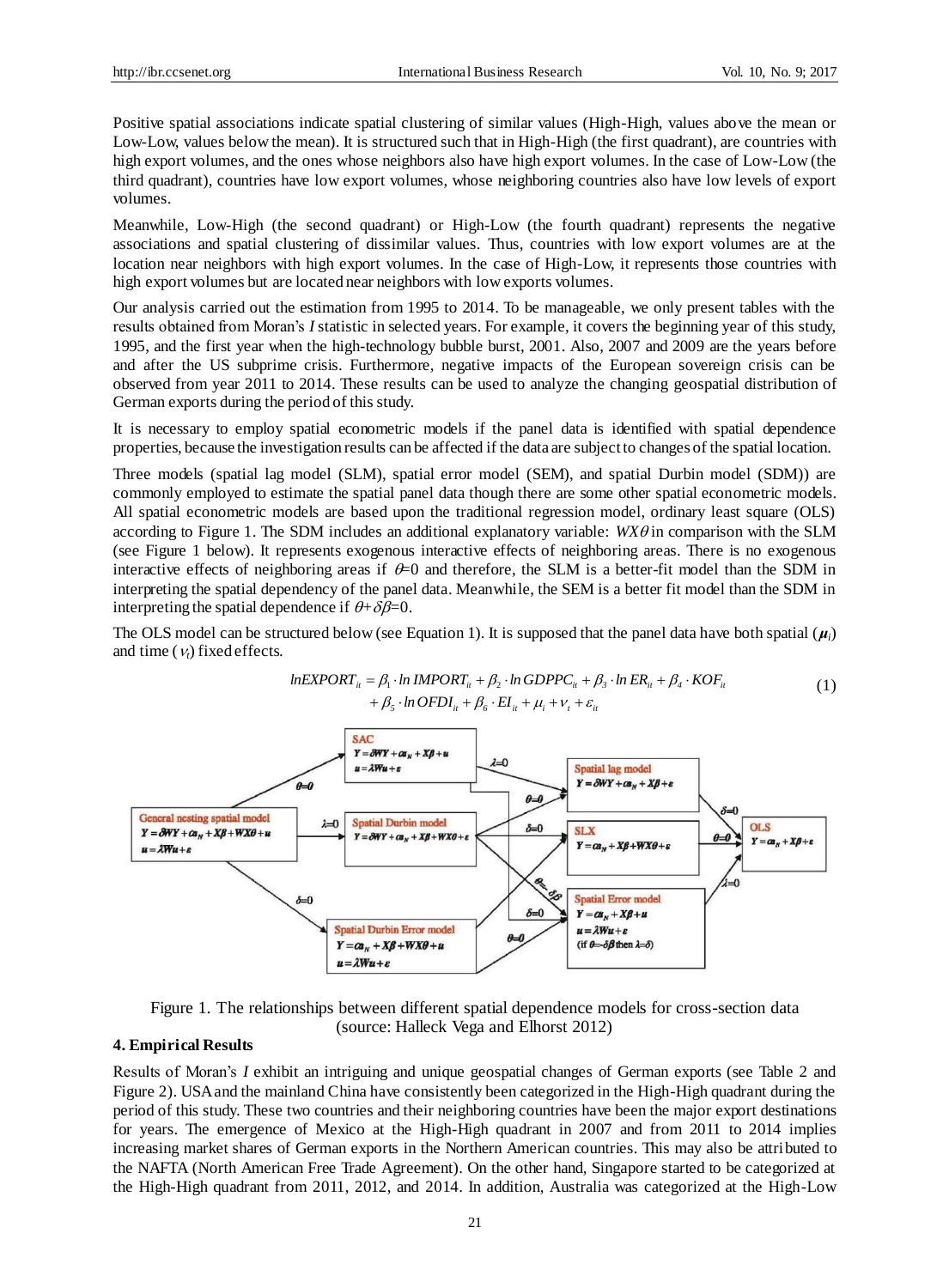Positive spatial associations indicate spatial clustering of similar values (High-High, values above the mean or Low-Low, values below the mean). It is structured such that in High-High (the first quadrant), are countries with high export volumes, and the ones whose neighbors also have high export volumes. In the case of Low-Low (the third quadrant), countries have low export volumes, whose neighboring countries also have low levels of export volumes.

Meanwhile, Low-High (the second quadrant) or High-Low (the fourth quadrant) represents the negative associations and spatial clustering of dissimilar values. Thus, countries with low export volumes are at the location near neighbors with high export volumes. In the case of High-Low, it represents those countries with high export volumes but are located near neighbors with low exports volumes.

Our analysis carried out the estimation from 1995 to 2014. To be manageable, we only present tables with the results obtained from Moran's *I* statistic in selected years. For example, it covers the beginning year of this study, 1995, and the first year when the high-technology bubble burst, 2001. Also, 2007 and 2009 are the years before and after the US subprime crisis. Furthermore, negative impacts of the European sovereign crisis can be observed from year 2011 to 2014. These results can be used to analyze the changing geospatial distribution of German exports during the period of this study.

It is necessary to employ spatial econometric models if the panel data is identified with spatial dependence properties, because the investigation results can be affected if the data are subject to changes of the spatial location.

Three models (spatial lag model (SLM), spatial error model (SEM), and spatial Durbin model (SDM)) are commonly employed to estimate the spatial panel data though there are some other spatial econometric models. All spatial econometric models are based upon the traditional regression model, ordinary least square (OLS) according to Figure 1. The SDM includes an additional explanatory variable: $WX\theta$ in comparison with the SLM (see Figure 1 below). It represents exogenous interactive effects of neighboring areas. There is no exogenous interactive effects of neighboring areas if $\theta=0$ and therefore, the SLM is a better-fit model than the SDM in interpreting the spatial dependency of the panel data. Meanwhile, the SEM is a better fit model than the SDM in interpreting the spatial dependence if $\theta+\delta\beta=0$.

The OLS model can be structured below (see Equation 1). It is supposed that the panel data have both spatial ($\mu_i$) and time ($\nu_t$) fixed effects.

$$lnEXPORT_{it} = \beta_1 \cdot ln\,IMPORT_{it} + \beta_2 \cdot ln\,GDPPC_{it} + \beta_3 \cdot ln\,ER_{it} + \beta_4 \cdot KOF_{it} + \beta_5 \cdot ln\,OFDI_{it} + \beta_6 \cdot EI_{it} + \mu_i + \nu_t + \varepsilon_{it} \quad (1)$$

General nesting spatial model: $Y=\delta WY+\alpha\iota_N+X\beta+WX\theta+u$, $u=\lambda Wu+\varepsilon$

SAC: $Y=\delta WY+\alpha\iota_N+X\beta+u$, $u=\lambda Wu+\varepsilon$

Spatial Durbin model: $Y=\delta WY+\alpha\iota_N+X\beta+WX\theta+\varepsilon$

Spatial Durbin Error model: $Y=\alpha\iota_N+X\beta+WX\theta+u$, $u=\lambda Wu+\varepsilon$

Spatial lag model: $Y=\delta WY+\alpha\iota_N+X\beta+\varepsilon$

SLX: $Y=\alpha\iota_N+X\beta+WX\theta+\varepsilon$

Spatial Error model: $Y=\alpha\iota_N+X\beta+u$, $u=\lambda Wu+\varepsilon$ (if $\theta=-\delta\beta$ then $\lambda=\delta$)

OLS: $Y=\alpha\iota_N+X\beta+\varepsilon$

Figure 1. The relationships between different spatial dependence models for cross-section data (source: Halleck Vega and Elhorst 2012)

## 4. Empirical Results

Results of Moran's *I* exhibit an intriguing and unique geospatial changes of German exports (see Table 2 and Figure 2). USA and the mainland China have consistently been categorized in the High-High quadrant during the period of this study. These two countries and their neighboring countries have been the major export destinations for years. The emergence of Mexico at the High-High quadrant in 2007 and from 2011 to 2014 implies increasing market shares of German exports in the Northern American countries. This may also be attributed to the NAFTA (North American Free Trade Agreement). On the other hand, Singapore started to be categorized at the High-High quadrant from 2011, 2012, and 2014. In addition, Australia was categorized at the High-Low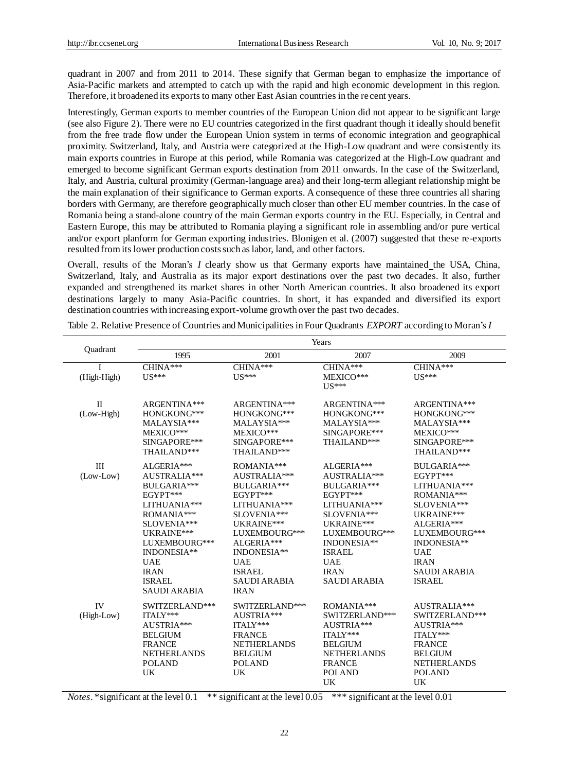quadrant in 2007 and from 2011 to 2014. These signify that German began to emphasize the importance of Asia-Pacific markets and attempted to catch up with the rapid and high economic development in this region. Therefore, it broadened its exports to many other East Asian countries in the recent years.

Interestingly, German exports to member countries of the European Union did not appear to be significant large (see also Figure 2). There were no EU countries categorized in the first quadrant though it ideally should benefit from the free trade flow under the European Union system in terms of economic integration and geographical proximity. Switzerland, Italy, and Austria were categorized at the High-Low quadrant and were consistently its main exports countries in Europe at this period, while Romania was categorized at the High-Low quadrant and emerged to become significant German exports destination from 2011 onwards. In the case of the Switzerland, Italy, and Austria, cultural proximity (German-language area) and their long-term allegiant relationship might be the main explanation of their significance to German exports. A consequence of these three countries all sharing borders with Germany, are therefore geographically much closer than other EU member countries. In the case of Romania being a stand-alone country of the main German exports country in the EU. Especially, in Central and Eastern Europe, this may be attributed to Romania playing a significant role in assembling and/or pure vertical and/or export planform for German exporting industries. Blonigen et al. (2007) suggested that these re-exports resulted from its lower production costs such as labor, land, and other factors.

Overall, results of the Moran's *I* clearly show us that Germany exports have maintained the USA, China, Switzerland, Italy, and Australia as its major export destinations over the past two decades. It also, further expanded and strengthened its market shares in other North American countries. It also broadened its export destinations largely to many Asia-Pacific countries. In short, it has expanded and diversified its export destination countries with increasing export-volume growth over the past two decades.

Table 2. Relative Presence of Countries and Municipalities in Four Quadrants *EXPORT* according to Moran's *I*

| Quadrant | Years | | | |
|---|---|---|---|---|
| | 1995 | 2001 | 2007 | 2009 |
| I (High-High) | CHINA***<br>US*** | CHINA***<br>US*** | CHINA***<br>MEXICO***<br>US*** | CHINA***<br>US*** |
| II (Low-High) | ARGENTINA***<br>HONGKONG***<br>MALAYSIA***<br>MEXICO***<br>SINGAPORE***<br>THAILAND*** | ARGENTINA***<br>HONGKONG***<br>MALAYSIA***<br>MEXICO***<br>SINGAPORE***<br>THAILAND*** | ARGENTINA***<br>HONGKONG***<br>MALAYSIA***<br>SINGAPORE***<br>THAILAND*** | ARGENTINA***<br>HONGKONG***<br>MALAYSIA***<br>MEXICO***<br>SINGAPORE***<br>THAILAND*** |
| III (Low-Low) | ALGERIA***<br>AUSTRALIA***<br>BULGARIA***<br>EGYPT***<br>LITHUANIA***<br>ROMANIA***<br>SLOVENIA***<br>UKRAINE***<br>LUXEMBOURG***<br>INDONESIA**<br>UAE<br>IRAN<br>ISRAEL<br>SAUDI ARABIA | ROMANIA***<br>AUSTRALIA***<br>BULGARIA***<br>EGYPT***<br>LITHUANIA***<br>SLOVENIA***<br>UKRAINE***<br>LUXEMBOURG***<br>ALGERIA***<br>INDONESIA**<br>UAE<br>ISRAEL<br>SAUDI ARABIA<br>IRAN | ALGERIA***<br>AUSTRALIA***<br>BULGARIA***<br>EGYPT***<br>LITHUANIA***<br>SLOVENIA***<br>UKRAINE***<br>LUXEMBOURG***<br>INDONESIA**<br>ISRAEL<br>UAE<br>IRAN<br>SAUDI ARABIA | BULGARIA***<br>EGYPT***<br>LITHUANIA***<br>ROMANIA***<br>SLOVENIA***<br>UKRAINE***<br>ALGERIA***<br>LUXEMBOURG***<br>INDONESIA**<br>UAE<br>IRAN<br>SAUDI ARABIA<br>ISRAEL |
| IV (High-Low) | SWITZERLAND***<br>ITALY***<br>AUSTRIA***<br>BELGIUM<br>FRANCE<br>NETHERLANDS<br>POLAND<br>UK | SWITZERLAND***<br>AUSTRIA***<br>ITALY***<br>FRANCE<br>NETHERLANDS<br>BELGIUM<br>POLAND<br>UK | ROMANIA***<br>SWITZERLAND***<br>AUSTRIA***<br>ITALY***<br>BELGIUM<br>NETHERLANDS<br>FRANCE<br>POLAND<br>UK | AUSTRALIA***<br>SWITZERLAND***<br>AUSTRIA***<br>ITALY***<br>FRANCE<br>BELGIUM<br>NETHERLANDS<br>POLAND<br>UK |

*Notes*. *significant at the level 0.1 ** significant at the level 0.05 *** significant at the level 0.01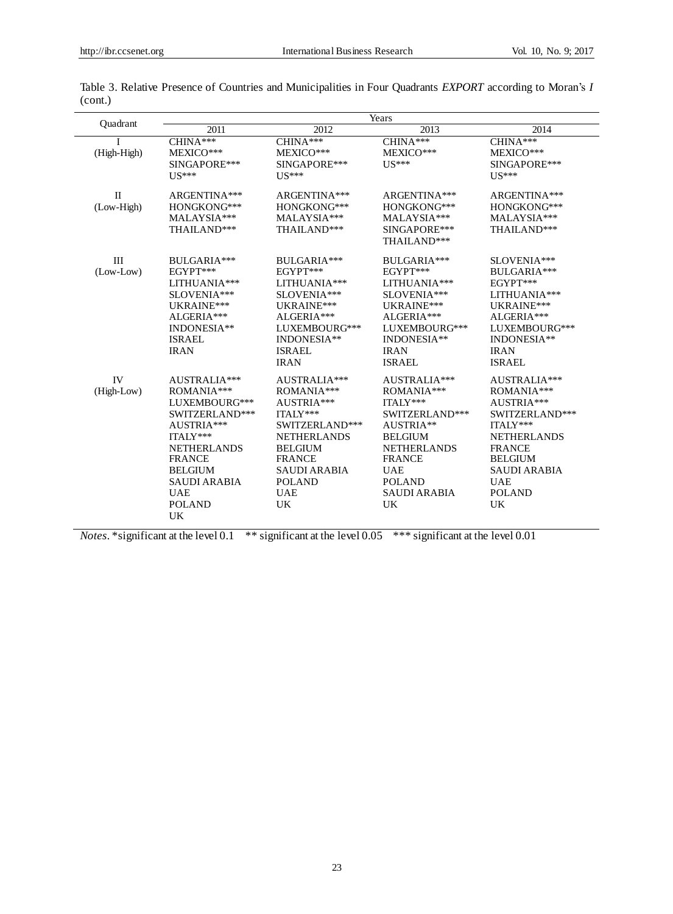Table 3. Relative Presence of Countries and Municipalities in Four Quadrants *EXPORT* according to Moran's *I* (cont.)

| Quadrant | Years | | | |
|---|---|---|---|---|
| | 2011 | 2012 | 2013 | 2014 |
| I (High-High) | CHINA***<br>MEXICO***<br>SINGAPORE***<br>US*** | CHINA***<br>MEXICO***<br>SINGAPORE***<br>US*** | CHINA***<br>MEXICO***<br>US*** | CHINA***<br>MEXICO***<br>SINGAPORE***<br>US*** |
| II (Low-High) | ARGENTINA***<br>HONGKONG***<br>MALAYSIA***<br>THAILAND*** | ARGENTINA***<br>HONGKONG***<br>MALAYSIA***<br>THAILAND*** | ARGENTINA***<br>HONGKONG***<br>MALAYSIA***<br>SINGAPORE***<br>THAILAND*** | ARGENTINA***<br>HONGKONG***<br>MALAYSIA***<br>THAILAND*** |
| III (Low-Low) | BULGARIA***<br>EGYPT***<br>LITHUANIA***<br>SLOVENIA***<br>UKRAINE***<br>ALGERIA***<br>INDONESIA**<br>ISRAEL<br>IRAN | BULGARIA***<br>EGYPT***<br>LITHUANIA***<br>SLOVENIA***<br>UKRAINE***<br>ALGERIA***<br>LUXEMBOURG***<br>INDONESIA**<br>ISRAEL<br>IRAN | BULGARIA***<br>EGYPT***<br>LITHUANIA***<br>SLOVENIA***<br>UKRAINE***<br>ALGERIA***<br>LUXEMBOURG***<br>INDONESIA**<br>IRAN<br>ISRAEL | SLOVENIA***<br>BULGARIA***<br>EGYPT***<br>LITHUANIA***<br>UKRAINE***<br>ALGERIA***<br>LUXEMBOURG***<br>INDONESIA**<br>IRAN<br>ISRAEL |
| IV (High-Low) | AUSTRALIA***<br>ROMANIA***<br>LUXEMBOURG***<br>SWITZERLAND***<br>AUSTRIA***<br>ITALY***<br>NETHERLANDS<br>FRANCE<br>BELGIUM<br>SAUDI ARABIA<br>UAE<br>POLAND<br>UK | AUSTRALIA***<br>ROMANIA***<br>AUSTRIA***<br>ITALY***<br>SWITZERLAND***<br>NETHERLANDS<br>BELGIUM<br>FRANCE<br>SAUDI ARABIA<br>POLAND<br>UAE<br>UK | AUSTRALIA***<br>ROMANIA***<br>ITALY***<br>SWITZERLAND***<br>AUSTRIA**<br>BELGIUM<br>NETHERLANDS<br>FRANCE<br>UAE<br>POLAND<br>SAUDI ARABIA<br>UK | AUSTRALIA***<br>ROMANIA***<br>AUSTRIA***<br>SWITZERLAND***<br>ITALY***<br>NETHERLANDS<br>FRANCE<br>BELGIUM<br>SAUDI ARABIA<br>UAE<br>POLAND<br>UK |

*Notes*. *significant at the level 0.1 ** significant at the level 0.05 *** significant at the level 0.01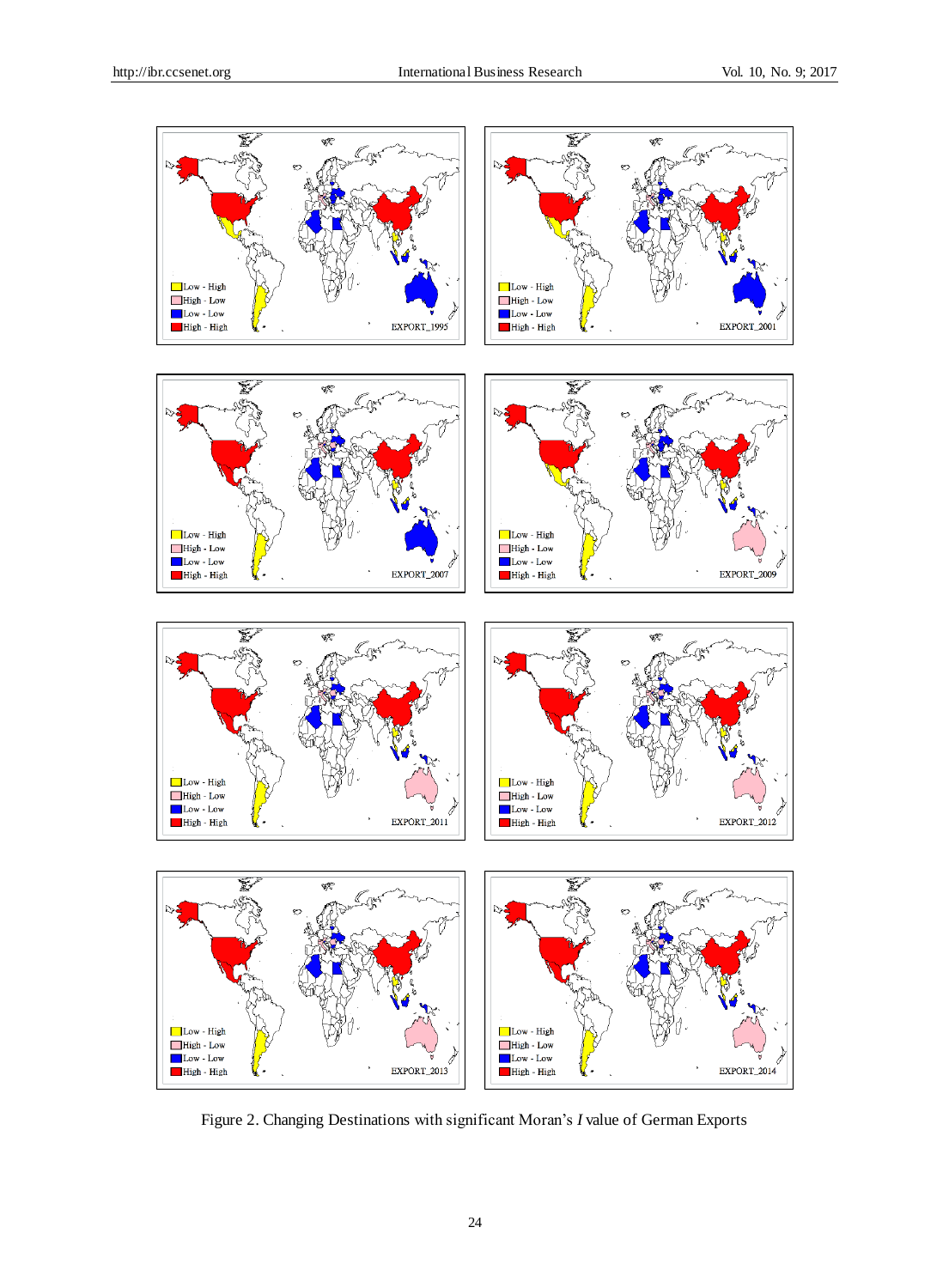Figure 2. Changing Destinations with significant Moran's *I* value of German Exports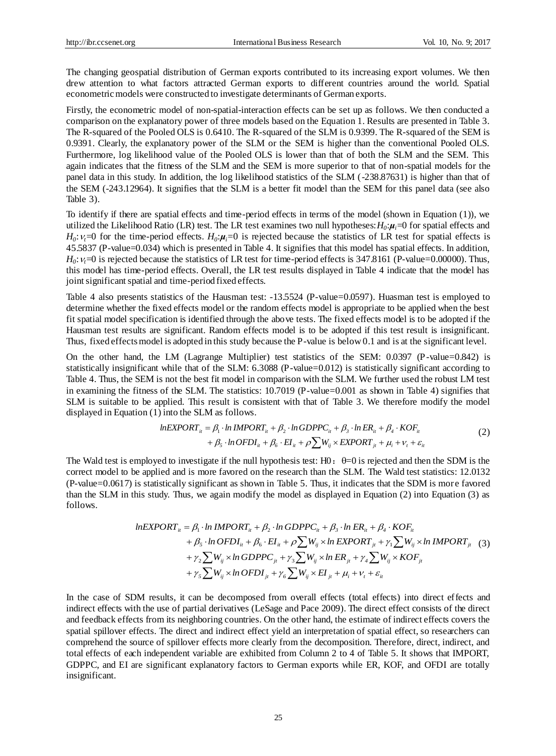The changing geospatial distribution of German exports contributed to its increasing export volumes. We then drew attention to what factors attracted German exports to different countries around the world. Spatial econometric models were constructed to investigate determinants of German exports.

Firstly, the econometric model of non-spatial-interaction effects can be set up as follows. We then conducted a comparison on the explanatory power of three models based on the Equation 1. Results are presented in Table 3. The R-squared of the Pooled OLS is 0.6410. The R-squared of the SLM is 0.9399. The R-squared of the SEM is 0.9391. Clearly, the explanatory power of the SLM or the SEM is higher than the conventional Pooled OLS. Furthermore, log likelihood value of the Pooled OLS is lower than that of both the SLM and the SEM. This again indicates that the fitness of the SLM and the SEM is more superior to that of non-spatial models for the panel data in this study. In addition, the log likelihood statistics of the SLM (-238.87631) is higher than that of the SEM (-243.12964). It signifies that the SLM is a better fit model than the SEM for this panel data (see also Table 3).

To identify if there are spatial effects and time-period effects in terms of the model (shown in Equation (1)), we utilized the Likelihood Ratio (LR) test. The LR test examines two null hypotheses: $H_0$:$\boldsymbol{\mu}_i$=0 for spatial effects and $H_0$: $\nu_t$=0 for the time-period effects. $H_0$:$\boldsymbol{\mu}_i$=0 is rejected because the statistics of LR test for spatial effects is 45.5837 (P-value=0.034) which is presented in Table 4. It signifies that this model has spatial effects. In addition, $H_0$: $\nu_t$=0 is rejected because the statistics of LR test for time-period effects is 347.8161 (P-value=0.00000). Thus, this model has time-period effects. Overall, the LR test results displayed in Table 4 indicate that the model has joint significant spatial and time-period fixed effects.

Table 4 also presents statistics of the Hausman test: -13.5524 (P-value=0.0597). Huasman test is employed to determine whether the fixed effects model or the random effects model is appropriate to be applied when the best fit spatial model specification is identified through the above tests. The fixed effects model is to be adopted if the Hausman test results are significant. Random effects model is to be adopted if this test result is insignificant. Thus, fixed effects model is adopted in this study because the P-value is below 0.1 and is at the significant level.

On the other hand, the LM (Lagrange Multiplier) test statistics of the SEM: 0.0397 (P-value=0.842) is statistically insignificant while that of the SLM: 6.3088 (P-value=0.012) is statistically significant according to Table 4. Thus, the SEM is not the best fit model in comparison with the SLM. We further used the robust LM test in examining the fitness of the SLM. The statistics: 10.7019 (P-value=0.001 as shown in Table 4) signifies that SLM is suitable to be applied. This result is consistent with that of Table 3. We therefore modify the model displayed in Equation (1) into the SLM as follows.

$$
\begin{aligned}
lnEXPORT_{it} &= \beta_1 \cdot ln\,IMPORT_{it} + \beta_2 \cdot ln\,GDPPC_{it} + \beta_3 \cdot ln\,ER_{it} + \beta_4 \cdot KOF_{it} \\
&\quad + \beta_5 \cdot ln\,OFDI_{it} + \beta_6 \cdot EI_{it} + \rho \sum W_{ij} \times EXPORT_{jt} + \mu_i + \nu_t + \varepsilon_{it}
\end{aligned} \tag{2}
$$

The Wald test is employed to investigate if the null hypothesis test: H0：θ=0 is rejected and then the SDM is the correct model to be applied and is more favored on the research than the SLM. The Wald test statistics: 12.0132 (P-value=0.0617) is statistically significant as shown in Table 5. Thus, it indicates that the SDM is more favored than the SLM in this study. Thus, we again modify the model as displayed in Equation (2) into Equation (3) as follows.

$$
\begin{aligned}
lnEXPORT_{it} &= \beta_1 \cdot ln\,IMPORT_{it} + \beta_2 \cdot ln\,GDPPC_{it} + \beta_3 \cdot ln\,ER_{it} + \beta_4 \cdot KOF_{it} \\
&\quad + \beta_5 \cdot ln\,OFDI_{it} + \beta_6 \cdot EI_{it} + \rho \sum W_{ij} \times ln\,EXPORT_{jt} + \gamma_1 \sum W_{ij} \times ln\,IMPORT_{jt} \\
&\quad + \gamma_2 \sum W_{ij} \times ln\,GDPPC_{jt} + \gamma_3 \sum W_{ij} \times ln\,ER_{jt} + \gamma_4 \sum W_{ij} \times KOF_{jt} \\
&\quad + \gamma_5 \sum W_{ij} \times ln\,OFDI_{jt} + \gamma_6 \sum W_{ij} \times EI_{jt} + \mu_i + \nu_t + \varepsilon_{it}
\end{aligned} \tag{3}
$$

In the case of SDM results, it can be decomposed from overall effects (total effects) into direct effects and indirect effects with the use of partial derivatives (LeSage and Pace 2009). The direct effect consists of the direct and feedback effects from its neighboring countries. On the other hand, the estimate of indirect effects covers the spatial spillover effects. The direct and indirect effect yield an interpretation of spatial effect, so researchers can comprehend the source of spillover effects more clearly from the decomposition. Therefore, direct, indirect, and total effects of each independent variable are exhibited from Column 2 to 4 of Table 5. It shows that IMPORT, GDPPC, and EI are significant explanatory factors to German exports while ER, KOF, and OFDI are totally insignificant.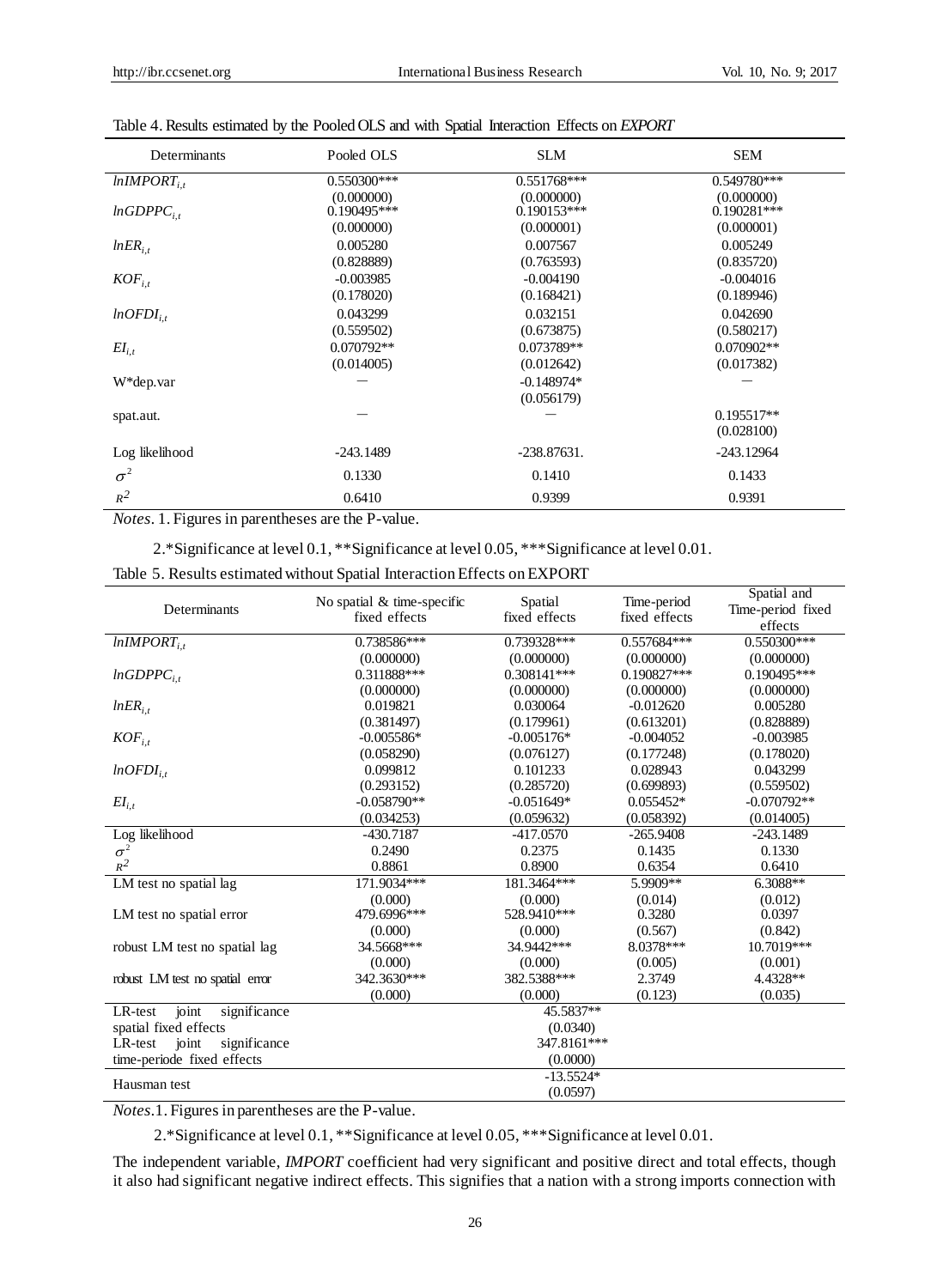Table 4. Results estimated by the Pooled OLS and with Spatial Interaction Effects on *EXPORT*

| Determinants | Pooled OLS | SLM | SEM |
|---|---|---|---|
| $lnIMPORT_{i,t}$ | 0.550300*** | 0.551768*** | 0.549780*** |
| | (0.000000) | (0.000000) | (0.000000) |
| $lnGDPPC_{i,t}$ | 0.190495*** | 0.190153*** | 0.190281*** |
| | (0.000000) | (0.000001) | (0.000001) |
| $lnER_{i,t}$ | 0.005280 | 0.007567 | 0.005249 |
| | (0.828889) | (0.763593) | (0.835720) |
| $KOF_{i,t}$ | -0.003985 | -0.004190 | -0.004016 |
| | (0.178020) | (0.168421) | (0.189946) |
| $lnOFDI_{i,t}$ | 0.043299 | 0.032151 | 0.042690 |
| | (0.559502) | (0.673875) | (0.580217) |
| $EI_{i,t}$ | 0.070792** | 0.073789** | 0.070902** |
| | (0.014005) | (0.012642) | (0.017382) |
| W*dep.var | — | -0.148974* | — |
| | | (0.056179) | |
| spat.aut. | — | — | 0.195517** |
| | | | (0.028100) |
| Log likelihood | -243.1489 | -238.87631. | -243.12964 |
| $\sigma^2$ | 0.1330 | 0.1410 | 0.1433 |
| $R^2$ | 0.6410 | 0.9399 | 0.9391 |

*Notes*. 1. Figures in parentheses are the P-value.

2.*Significance at level 0.1, **Significance at level 0.05, ***Significance at level 0.01.

Table 5. Results estimated without Spatial Interaction Effects on EXPORT

| Determinants | No spatial & time-specific fixed effects | Spatial fixed effects | Time-period fixed effects | Spatial and Time-period fixed effects |
|---|---|---|---|---|
| $lnIMPORT_{i,t}$ | 0.738586*** | 0.739328*** | 0.557684*** | 0.550300*** |
| | (0.000000) | (0.000000) | (0.000000) | (0.000000) |
| $lnGDPPC_{i,t}$ | 0.311888*** | 0.308141*** | 0.190827*** | 0.190495*** |
| | (0.000000) | (0.000000) | (0.000000) | (0.000000) |
| $lnER_{i,t}$ | 0.019821 | 0.030064 | -0.012620 | 0.005280 |
| | (0.381497) | (0.179961) | (0.613201) | (0.828889) |
| $KOF_{i,t}$ | -0.005586* | -0.005176* | -0.004052 | -0.003985 |
| | (0.058290) | (0.076127) | (0.177248) | (0.178020) |
| $lnOFDI_{i,t}$ | 0.099812 | 0.101233 | 0.028943 | 0.043299 |
| | (0.293152) | (0.285720) | (0.699893) | (0.559502) |
| $EI_{i,t}$ | -0.058790** | -0.051649* | 0.055452* | -0.070792** |
| | (0.034253) | (0.059632) | (0.058392) | (0.014005) |
| Log likelihood | -430.7187 | -417.0570 | -265.9408 | -243.1489 |
| $\sigma^2$ | 0.2490 | 0.2375 | 0.1435 | 0.1330 |
| $R^2$ | 0.8861 | 0.8900 | 0.6354 | 0.6410 |
| LM test no spatial lag | 171.9034*** | 181.3464*** | 5.9909** | 6.3088** |
| | (0.000) | (0.000) | (0.014) | (0.012) |
| LM test no spatial error | 479.6996*** | 528.9410*** | 0.3280 | 0.0397 |
| | (0.000) | (0.000) | (0.567) | (0.842) |
| robust LM test no spatial lag | 34.5668*** | 34.9442*** | 8.0378*** | 10.7019*** |
| | (0.000) | (0.000) | (0.005) | (0.001) |
| robust LM test no spatial error | 342.3630*** | 382.5388*** | 2.3749 | 4.4328** |
| | (0.000) | (0.000) | (0.123) | (0.035) |
| LR-test joint significance spatial fixed effects | 45.5837** (0.0340) | | | |
| LR-test joint significance time-periode fixed effects | 347.8161*** (0.0000) | | | |
| Hausman test | -13.5524* (0.0597) | | | |

*Notes*.1. Figures in parentheses are the P-value.

2.*Significance at level 0.1, **Significance at level 0.05, ***Significance at level 0.01.

The independent variable, *IMPORT* coefficient had very significant and positive direct and total effects, though it also had significant negative indirect effects. This signifies that a nation with a strong imports connection with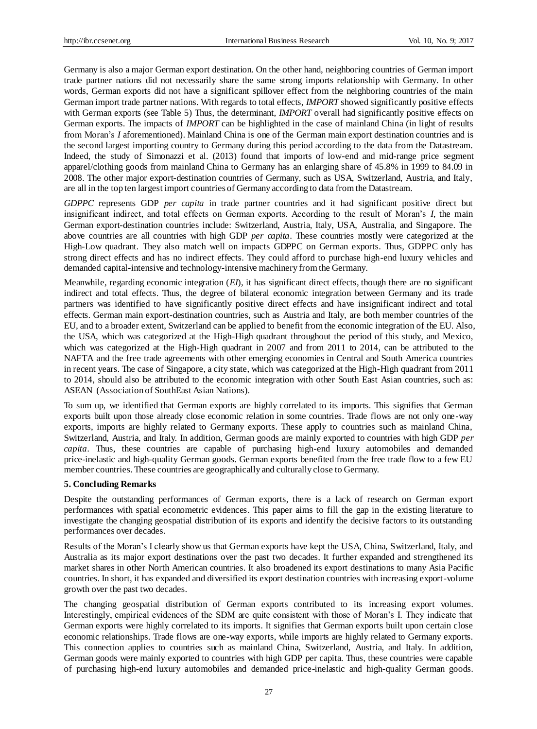Germany is also a major German export destination. On the other hand, neighboring countries of German import trade partner nations did not necessarily share the same strong imports relationship with Germany. In other words, German exports did not have a significant spillover effect from the neighboring countries of the main German import trade partner nations. With regards to total effects, *IMPORT* showed significantly positive effects with German exports (see Table 5) Thus, the determinant, *IMPORT* overall had significantly positive effects on German exports. The impacts of *IMPORT* can be highlighted in the case of mainland China (in light of results from Moran's *I* aforementioned). Mainland China is one of the German main export destination countries and is the second largest importing country to Germany during this period according to the data from the Datastream. Indeed, the study of Simonazzi et al. (2013) found that imports of low-end and mid-range price segment apparel/clothing goods from mainland China to Germany has an enlarging share of 45.8% in 1999 to 84.09 in 2008. The other major export-destination countries of Germany, such as USA, Switzerland, Austria, and Italy, are all in the top ten largest import countries of Germany according to data from the Datastream.

*GDPPC* represents GDP *per capita* in trade partner countries and it had significant positive direct but insignificant indirect, and total effects on German exports. According to the result of Moran's *I*, the main German export-destination countries include: Switzerland, Austria, Italy, USA, Australia, and Singapore. The above countries are all countries with high GDP *per capita*. These countries mostly were categorized at the High-Low quadrant. They also match well on impacts GDPPC on German exports. Thus, GDPPC only has strong direct effects and has no indirect effects. They could afford to purchase high-end luxury vehicles and demanded capital-intensive and technology-intensive machinery from the Germany.

Meanwhile, regarding economic integration (*EI*), it has significant direct effects, though there are no significant indirect and total effects. Thus, the degree of bilateral economic integration between Germany and its trade partners was identified to have significantly positive direct effects and have insignificant indirect and total effects. German main export-destination countries, such as Austria and Italy, are both member countries of the EU, and to a broader extent, Switzerland can be applied to benefit from the economic integration of the EU. Also, the USA, which was categorized at the High-High quadrant throughout the period of this study, and Mexico, which was categorized at the High-High quadrant in 2007 and from 2011 to 2014, can be attributed to the NAFTA and the free trade agreements with other emerging economies in Central and South America countries in recent years. The case of Singapore, a city state, which was categorized at the High-High quadrant from 2011 to 2014, should also be attributed to the economic integration with other South East Asian countries, such as: ASEAN (Association of SouthEast Asian Nations).

To sum up, we identified that German exports are highly correlated to its imports. This signifies that German exports built upon those already close economic relation in some countries. Trade flows are not only one-way exports, imports are highly related to Germany exports. These apply to countries such as mainland China, Switzerland, Austria, and Italy. In addition, German goods are mainly exported to countries with high GDP *per capita*. Thus, these countries are capable of purchasing high-end luxury automobiles and demanded price-inelastic and high-quality German goods. German exports benefited from the free trade flow to a few EU member countries. These countries are geographically and culturally close to Germany.

## 5. Concluding Remarks

Despite the outstanding performances of German exports, there is a lack of research on German export performances with spatial econometric evidences. This paper aims to fill the gap in the existing literature to investigate the changing geospatial distribution of its exports and identify the decisive factors to its outstanding performances over decades.

Results of the Moran's I clearly show us that German exports have kept the USA, China, Switzerland, Italy, and Australia as its major export destinations over the past two decades. It further expanded and strengthened its market shares in other North American countries. It also broadened its export destinations to many Asia Pacific countries. In short, it has expanded and diversified its export destination countries with increasing export-volume growth over the past two decades.

The changing geospatial distribution of German exports contributed to its increasing export volumes. Interestingly, empirical evidences of the SDM are quite consistent with those of Moran's I. They indicate that German exports were highly correlated to its imports. It signifies that German exports built upon certain close economic relationships. Trade flows are one-way exports, while imports are highly related to Germany exports. This connection applies to countries such as mainland China, Switzerland, Austria, and Italy. In addition, German goods were mainly exported to countries with high GDP per capita. Thus, these countries were capable of purchasing high-end luxury automobiles and demanded price-inelastic and high-quality German goods.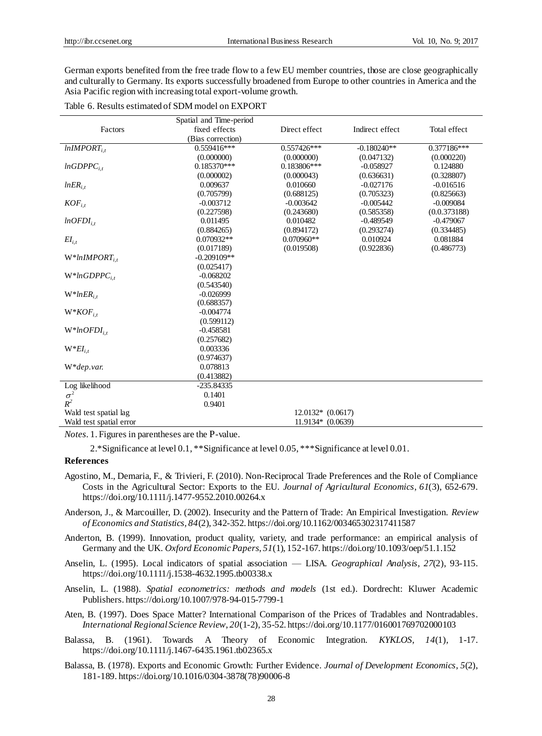German exports benefited from the free trade flow to a few EU member countries, those are close geographically and culturally to Germany. Its exports successfully broadened from Europe to other countries in America and the Asia Pacific region with increasing total export-volume growth.

Table 6. Results estimated of SDM model on EXPORT

| Factors | Spatial and Time-period fixed effects (Bias correction) | Direct effect | Indirect effect | Total effect |
|---|---|---|---|---|
| $lnIMPORT_{i,t}$ | 0.559416*** | 0.557426*** | -0.180240** | 0.377186*** |
| | (0.000000) | (0.000000) | (0.047132) | (0.000220) |
| $lnGDPPC_{i,t}$ | 0.185370*** | 0.183806*** | -0.058927 | 0.124880 |
| | (0.000002) | (0.000043) | (0.636631) | (0.328807) |
| $lnER_{i,t}$ | 0.009637 | 0.010660 | -0.027176 | -0.016516 |
| | (0.705799) | (0.688125) | (0.705323) | (0.825663) |
| $KOF_{i,t}$ | -0.003712 | -0.003642 | -0.005442 | -0.009084 |
| | (0.227598) | (0.243680) | (0.585358) | (0.0.373188) |
| $lnOFDI_{i,t}$ | 0.011495 | 0.010482 | -0.489549 | -0.479067 |
| | (0.884265) | (0.894172) | (0.293274) | (0.334485) |
| $EI_{i,t}$ | 0.070932** | 0.070960** | 0.010924 | 0.081884 |
| | (0.017189) | (0.019508) | (0.922836) | (0.486773) |
| W*$lnIMPORT_{i,t}$ | -0.209109** | | | |
| | (0.025417) | | | |
| W*$lnGDPPC_{i,t}$ | -0.068202 | | | |
| | (0.543540) | | | |
| W*$lnER_{i,t}$ | -0.026999 | | | |
| | (0.688357) | | | |
| W*$KOF_{i,t}$ | -0.004774 | | | |
| | (0.599112) | | | |
| W*$lnOFDI_{i,t}$ | -0.458581 | | | |
| | (0.257682) | | | |
| W*$EI_{i,t}$ | 0.003336 | | | |
| | (0.974637) | | | |
| W*$dep.var.$ | 0.078813 | | | |
| | (0.413882) | | | |
| Log likelihood | -235.84335 | | | |
| $\sigma^2$ | 0.1401 | | | |
| $R^2$ | 0.9401 | | | |
| Wald test spatial lag | | 12.0132* (0.0617) | | |
| Wald test spatial error | | 11.9134* (0.0639) | | |

*Notes*. 1. Figures in parentheses are the P-value.

2.*Significance at level 0.1, **Significance at level 0.05, ***Significance at level 0.01.

## References

Agostino, M., Demaria, F., & Trivieri, F. (2010). Non-Reciprocal Trade Preferences and the Role of Compliance Costs in the Agricultural Sector: Exports to the EU. *Journal of Agricultural Economics*, *61*(3), 652-679. https://doi.org/10.1111/j.1477-9552.2010.00264.x

Anderson, J., & Marcouiller, D. (2002). Insecurity and the Pattern of Trade: An Empirical Investigation. *Review of Economics and Statistics*, *84*(2), 342-352. https://doi.org/10.1162/003465302317411587

Anderton, B. (1999). Innovation, product quality, variety, and trade performance: an empirical analysis of Germany and the UK. *Oxford Economic Papers*, *51*(1), 152-167. https://doi.org/10.1093/oep/51.1.152

Anselin, L. (1995). Local indicators of spatial association — LISA. *Geographical Analysis*, *27*(2), 93-115. https://doi.org/10.1111/j.1538-4632.1995.tb00338.x

Anselin, L. (1988). *Spatial econometrics: methods and models* (1st ed.). Dordrecht: Kluwer Academic Publishers. https://doi.org/10.1007/978-94-015-7799-1

Aten, B. (1997). Does Space Matter? International Comparison of the Prices of Tradables and Nontradables. *International Regional Science Review*, *20*(1-2), 35-52. https://doi.org/10.1177/016001769702000103

Balassa, B. (1961). Towards A Theory of Economic Integration. *KYKLOS*, *14*(1), 1-17. https://doi.org/10.1111/j.1467-6435.1961.tb02365.x

Balassa, B. (1978). Exports and Economic Growth: Further Evidence. *Journal of Development Economics*, *5*(2), 181-189. https://doi.org/10.1016/0304-3878(78)90006-8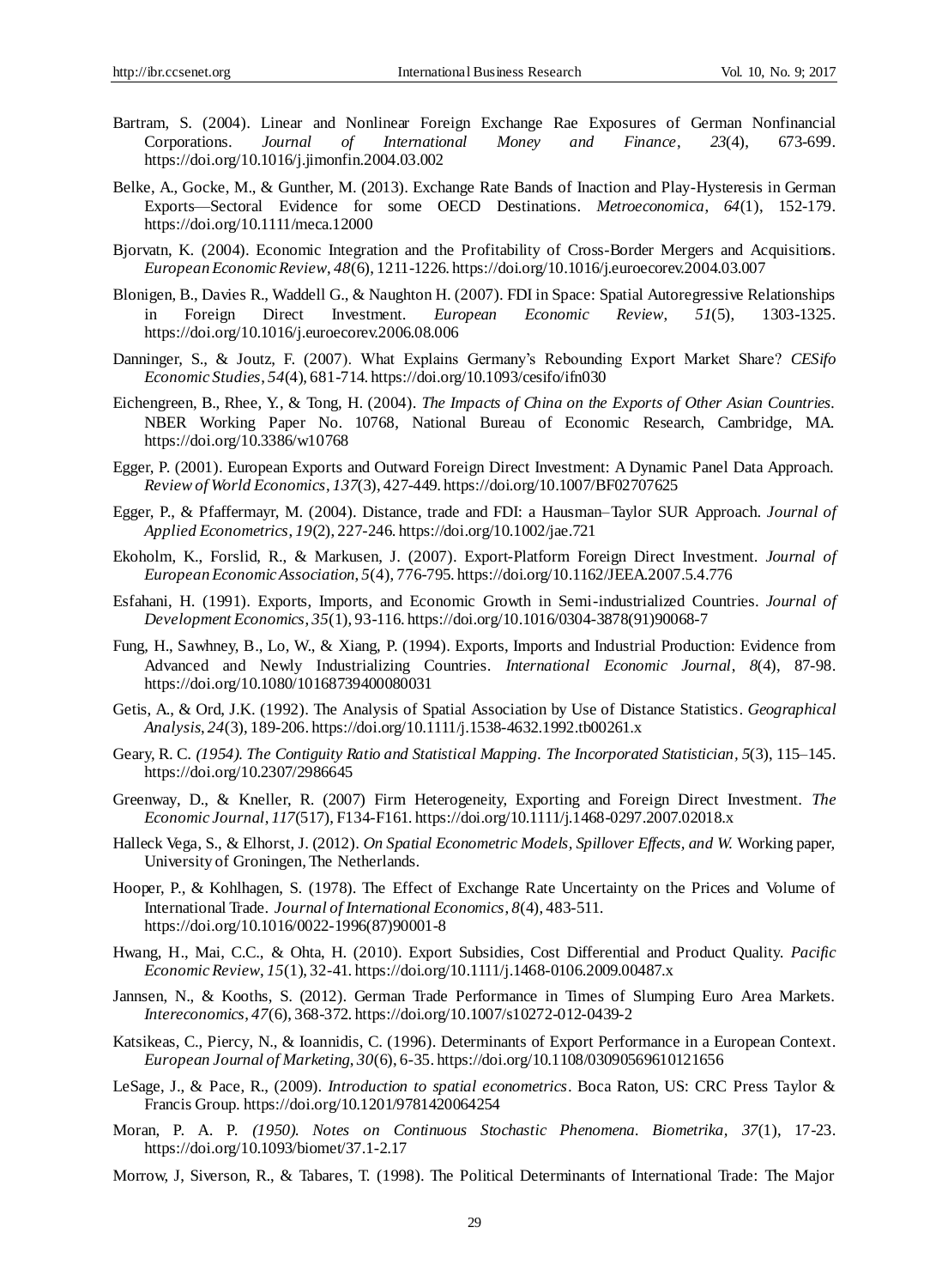Bartram, S. (2004). Linear and Nonlinear Foreign Exchange Rae Exposures of German Nonfinancial Corporations. *Journal of International Money and Finance*, *23*(4), 673-699. https://doi.org/10.1016/j.jimonfin.2004.03.002

Belke, A., Gocke, M., & Gunther, M. (2013). Exchange Rate Bands of Inaction and Play-Hysteresis in German Exports—Sectoral Evidence for some OECD Destinations. *Metroeconomica*, *64*(1), 152-179. https://doi.org/10.1111/meca.12000

Bjorvatn, K. (2004). Economic Integration and the Profitability of Cross-Border Mergers and Acquisitions. *European Economic Review*, *48*(6), 1211-1226. https://doi.org/10.1016/j.euroecorev.2004.03.007

Blonigen, B., Davies R., Waddell G., & Naughton H. (2007). FDI in Space: Spatial Autoregressive Relationships in Foreign Direct Investment. *European Economic Review*, *51*(5), 1303-1325. https://doi.org/10.1016/j.euroecorev.2006.08.006

Danninger, S., & Joutz, F. (2007). What Explains Germany's Rebounding Export Market Share? *CESifo Economic Studies*, *54*(4), 681-714. https://doi.org/10.1093/cesifo/ifn030

Eichengreen, B., Rhee, Y., & Tong, H. (2004). *The Impacts of China on the Exports of Other Asian Countries.* NBER Working Paper No. 10768, National Bureau of Economic Research, Cambridge, MA. https://doi.org/10.3386/w10768

Egger, P. (2001). European Exports and Outward Foreign Direct Investment: A Dynamic Panel Data Approach. *Review of World Economics*, *137*(3), 427-449. https://doi.org/10.1007/BF02707625

Egger, P., & Pfaffermayr, M. (2004). Distance, trade and FDI: a Hausman–Taylor SUR Approach. *Journal of Applied Econometrics*, *19*(2), 227-246. https://doi.org/10.1002/jae.721

Ekoholm, K., Forslid, R., & Markusen, J. (2007). Export-Platform Foreign Direct Investment. *Journal of European Economic Association*, *5*(4), 776-795. https://doi.org/10.1162/JEEA.2007.5.4.776

Esfahani, H. (1991). Exports, Imports, and Economic Growth in Semi-industrialized Countries. *Journal of Development Economics*, *35*(1), 93-116. https://doi.org/10.1016/0304-3878(91)90068-7

Fung, H., Sawhney, B., Lo, W., & Xiang, P. (1994). Exports, Imports and Industrial Production: Evidence from Advanced and Newly Industrializing Countries. *International Economic Journal*, *8*(4), 87-98. https://doi.org/10.1080/10168739400080031

Getis, A., & Ord, J.K. (1992). The Analysis of Spatial Association by Use of Distance Statistics. *Geographical Analysis*, *24*(3), 189-206. https://doi.org/10.1111/j.1538-4632.1992.tb00261.x

Geary, R. C. *(1954). The Contiguity Ratio and Statistical Mapping. The Incorporated Statistician*, *5*(3), 115–145. https://doi.org/10.2307/2986645

Greenway, D., & Kneller, R. (2007) Firm Heterogeneity, Exporting and Foreign Direct Investment. *The Economic Journal*, *117*(517), F134-F161. https://doi.org/10.1111/j.1468-0297.2007.02018.x

Halleck Vega, S., & Elhorst, J. (2012). *On Spatial Econometric Models, Spillover Effects, and W.* Working paper, University of Groningen, The Netherlands.

Hooper, P., & Kohlhagen, S. (1978). The Effect of Exchange Rate Uncertainty on the Prices and Volume of International Trade. *Journal of International Economics*, *8*(4), 483-511. https://doi.org/10.1016/0022-1996(87)90001-8

Hwang, H., Mai, C.C., & Ohta, H. (2010). Export Subsidies, Cost Differential and Product Quality. *Pacific Economic Review*, *15*(1), 32-41. https://doi.org/10.1111/j.1468-0106.2009.00487.x

Jannsen, N., & Kooths, S. (2012). German Trade Performance in Times of Slumping Euro Area Markets. *Intereconomics*, *47*(6), 368-372. https://doi.org/10.1007/s10272-012-0439-2

Katsikeas, C., Piercy, N., & Ioannidis, C. (1996). Determinants of Export Performance in a European Context. *European Journal of Marketing*, *30*(6), 6-35. https://doi.org/10.1108/03090569610121656

LeSage, J., & Pace, R., (2009). *Introduction to spatial econometrics*. Boca Raton, US: CRC Press Taylor & Francis Group. https://doi.org/10.1201/9781420064254

Moran, P. A. P. *(1950). Notes on Continuous Stochastic Phenomena. Biometrika*, *37*(1), 17-23. https://doi.org/10.1093/biomet/37.1-2.17

Morrow, J, Siverson, R., & Tabares, T. (1998). The Political Determinants of International Trade: The Major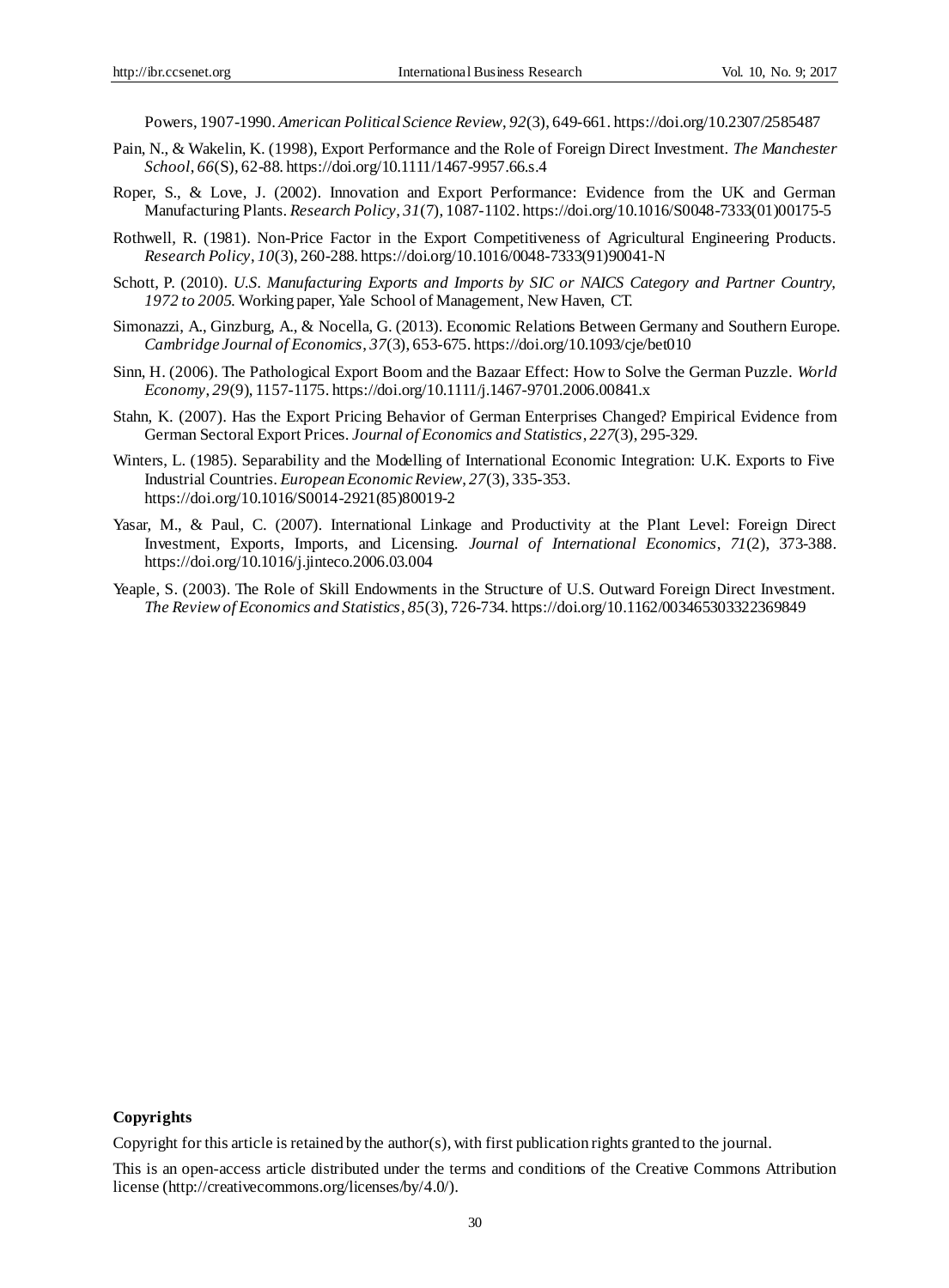Powers, 1907-1990. *American Political Science Review*, *92*(3), 649-661. https://doi.org/10.2307/2585487

Pain, N., & Wakelin, K. (1998), Export Performance and the Role of Foreign Direct Investment. *The Manchester School*, *66*(S), 62-88. https://doi.org/10.1111/1467-9957.66.s.4

Roper, S., & Love, J. (2002). Innovation and Export Performance: Evidence from the UK and German Manufacturing Plants. *Research Policy*, *31*(7), 1087-1102. https://doi.org/10.1016/S0048-7333(01)00175-5

Rothwell, R. (1981). Non-Price Factor in the Export Competitiveness of Agricultural Engineering Products. *Research Policy*, *10*(3), 260-288. https://doi.org/10.1016/0048-7333(91)90041-N

Schott, P. (2010). *U.S. Manufacturing Exports and Imports by SIC or NAICS Category and Partner Country, 1972 to 2005.* Working paper, Yale School of Management, New Haven, CT.

Simonazzi, A., Ginzburg, A., & Nocella, G. (2013). Economic Relations Between Germany and Southern Europe. *Cambridge Journal of Economics*, *37*(3), 653-675. https://doi.org/10.1093/cje/bet010

Sinn, H. (2006). The Pathological Export Boom and the Bazaar Effect: How to Solve the German Puzzle. *World Economy*, *29*(9), 1157-1175. https://doi.org/10.1111/j.1467-9701.2006.00841.x

Stahn, K. (2007). Has the Export Pricing Behavior of German Enterprises Changed? Empirical Evidence from German Sectoral Export Prices. *Journal of Economics and Statistics*, *227*(3), 295-329.

Winters, L. (1985). Separability and the Modelling of International Economic Integration: U.K. Exports to Five Industrial Countries. *European Economic Review*, *27*(3), 335-353. https://doi.org/10.1016/S0014-2921(85)80019-2

Yasar, M., & Paul, C. (2007). International Linkage and Productivity at the Plant Level: Foreign Direct Investment, Exports, Imports, and Licensing. *Journal of International Economics*, *71*(2), 373-388. https://doi.org/10.1016/j.jinteco.2006.03.004

Yeaple, S. (2003). The Role of Skill Endowments in the Structure of U.S. Outward Foreign Direct Investment. *The Review of Economics and Statistics*, *85*(3), 726-734. https://doi.org/10.1162/003465303322369849

**Copyrights**

Copyright for this article is retained by the author(s), with first publication rights granted to the journal.

This is an open-access article distributed under the terms and conditions of the Creative Commons Attribution license (http://creativecommons.org/licenses/by/4.0/).